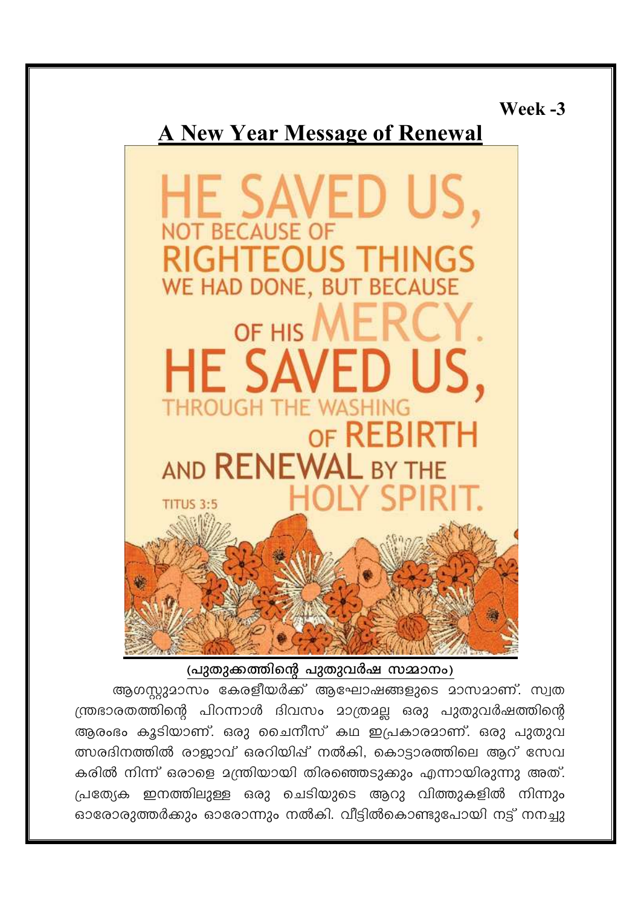Week -3

# A New Year Message of Renewal

HE SAVED US, NOT BECAUSE OF RIGHTEOUS THINGS WE HAD DONE, BUT BECAUSE OF HIS MERCY. HE SAVED US, THROUGH THE WASHING OF REBIRTH AND RENEWAL BY THE HOLY SPIRIT.

TITUS 3:5

## (പുതുക്കത്തിന്റെ പുതുവർഷ സമ്മാനം)

ആഗസ്റ്റുമാസം കേരളീയർക്ക് ആഘോഷങ്ങളുടെ മാസമാണ്. സ്വതന്ത്രഭാരതത്തിന്റെ പിറന്നാൾ ദിവസം മാത്രമല്ല ഒരു പുതുവർഷത്തിന്റെ ആരംഭം കൂടിയാണ്. ഒരു ചൈനീസ് കഥ ഇപ്രകാരമാണ്. ഒരു പുതുവത്സരദിനത്തിൽ രാജാവ് ഒരറിയിപ്പ് നൽകി, കൊട്ടാരത്തിലെ ആറ് സേവകരിൽ നിന്ന് ഒരാളെ മന്ത്രിയായി തിരഞ്ഞെടുക്കും എന്നായിരുന്നു അത്. പ്രത്യേക ഇനത്തിലുള്ള ഒരു ചെടിയുടെ ആറു വിത്തുകളിൽ നിന്നും ഓരോരുത്തർക്കും ഓരോന്നും നൽകി. വീട്ടിൽകൊണ്ടുപോയി നട്ട് നനച്ചു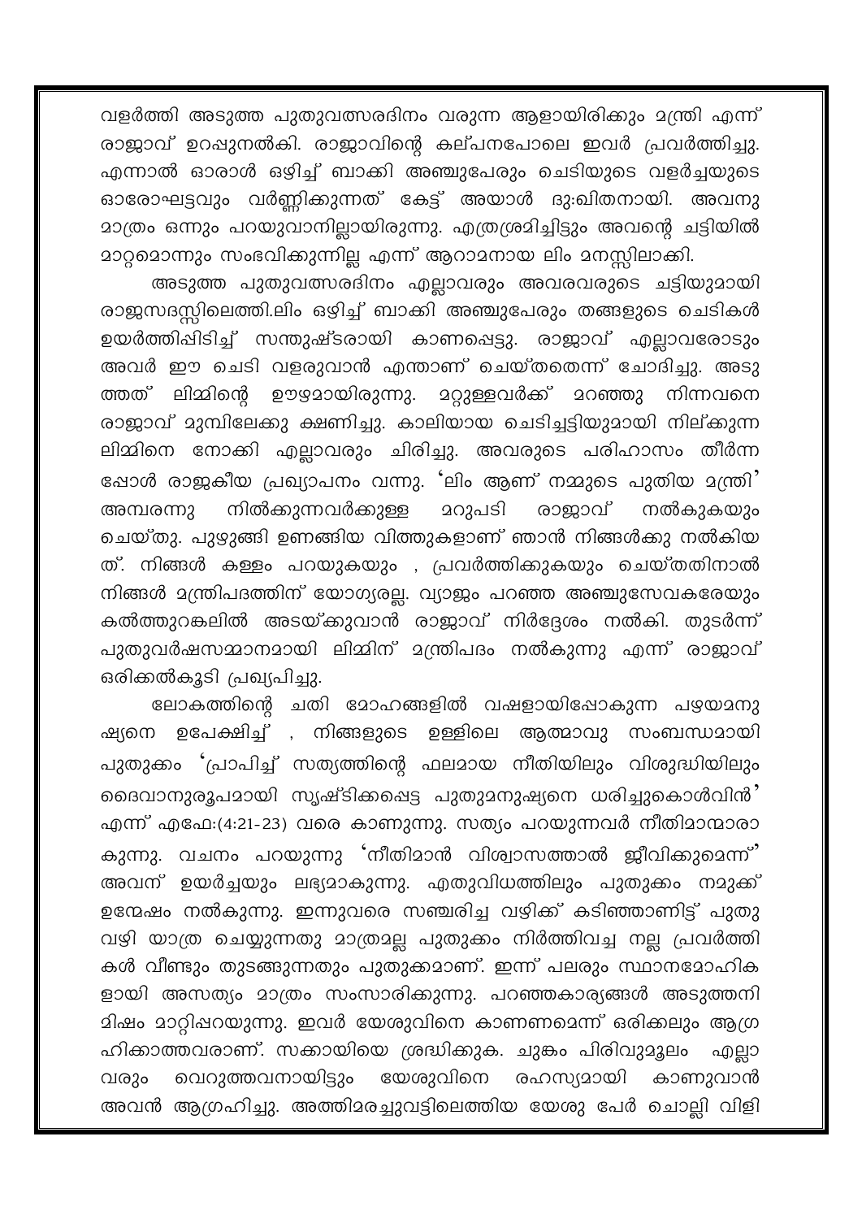വളർത്തി അടുത്ത പുതുവത്സരദിനം വരുന്ന ആളായിരിക്കും മന്ത്രി എന്ന് രാജാവ് ഉറപ്പുനൽകി. രാജാവിന്റെ കല്പനപോലെ ഇവർ പ്രവർത്തിച്ചു. എന്നാൽ ഓരാൾ ഒഴിച്ച് ബാക്കി അഞ്ചുപേരും ചെടിയുടെ വളർച്ചയുടെ ഓരോഘട്ടവും വർണ്ണിക്കുന്നത് കേട്ട് അയാൾ ദു:ഖിതനായി. അവനു മാത്രം ഒന്നും പറയുവാനില്ലായിരുന്നു. എത്രശ്രമിച്ചിട്ടും അവന്റെ ചട്ടിയിൽ മാറ്റമൊന്നും സംഭവിക്കുന്നില്ല എന്ന് ആറാമനായ ലിം മനസ്സിലാക്കി.

അടുത്ത പുതുവത്സരദിനം എല്ലാവരും അവരവരുടെ ചട്ടിയുമായി രാജസദസ്സിലെത്തി.ലിം ഒഴിച്ച് ബാക്കി അഞ്ചുപേരും തങ്ങളുടെ ചെടികൾ ഉയർത്തിപ്പിടിച്ച് സന്തുഷ്ടരായി കാണപ്പെട്ടു. രാജാവ് എല്ലാവരോടും അവർ ഈ ചെടി വളരുവാൻ എന്താണ് ചെയ്തതെന്ന് ചോദിച്ചു. അടുത്തത് ലിമ്മിന്റെ ഊഴമായിരുന്നു. മറ്റുള്ളവർക്ക് മറഞ്ഞു നിന്നവനെ രാജാവ് മുമ്പിലേക്കു ക്ഷണിച്ചു. കാലിയായ ചെടിച്ചട്ടിയുമായി നില്ക്കുന്ന ലിമ്മിനെ നോക്കി എല്ലാവരും ചിരിച്ചു. അവരുടെ പരിഹാസം തീർന്നപ്പോൾ രാജകീയ പ്രഖ്യാപനം വന്നു. 'ലിം ആണ് നമ്മുടെ പുതിയ മന്ത്രി' അമ്പരന്നു നിൽക്കുന്നവർക്കുള്ള മറുപടി രാജാവ് നൽകുകയും ചെയ്തു. പുഴുങ്ങി ഉണങ്ങിയ വിത്തുകളാണ് ഞാൻ നിങ്ങൾക്കു നൽകിയത്. നിങ്ങൾ കള്ളം പറയുകയും , പ്രവർത്തിക്കുകയും ചെയ്തതിനാൽ നിങ്ങൾ മന്ത്രിപദത്തിന് യോഗ്യരല്ല. വ്യാജം പറഞ്ഞ അഞ്ചുസേവകരേയും കൽത്തുറങ്കലിൽ അടയ്ക്കുവാൻ രാജാവ് നിർദ്ദേശം നൽകി. തുടർന്ന് പുതുവർഷസമ്മാനമായി ലിമ്മിന് മന്ത്രിപദം നൽകുന്നു എന്ന് രാജാവ് ഒരിക്കൽകൂടി പ്രഖ്യപിച്ചു.

ലോകത്തിന്റെ ചതി മോഹങ്ങളിൽ വഷളായിപ്പോകുന്ന പഴയമനുഷ്യനെ ഉപേക്ഷിച്ച് , നിങ്ങളുടെ ഉള്ളിലെ ആത്മാവു സംബന്ധമായി പുതുക്കം 'പ്രാപിച്ച് സത്യത്തിന്റെ ഫലമായ നീതിയിലും വിശുദ്ധിയിലും ദൈവാനുരൂപമായി സൃഷ്ടിക്കപ്പെട്ട പുതുമനുഷ്യനെ ധരിച്ചുകൊൾവിൻ' എന്ന് എഫേ:(4:21-23) വരെ കാണുന്നു. സത്യം പറയുന്നവർ നീതിമാന്മാരാകുന്നു. വചനം പറയുന്നു 'നീതിമാൻ വിശ്വാസത്താൽ ജീവിക്കുമെന്ന്" അവന് ഉയർച്ചയും ലഭ്യമാകുന്നു. എതുവിധത്തിലും പുതുക്കം നമുക്ക് ഉന്മേഷം നൽകുന്നു. ഇന്നുവരെ സഞ്ചരിച്ച വഴിക്ക് കടിഞ്ഞാണിട്ട് പുതുവഴി യാത്ര ചെയ്യുന്നതു മാത്രമല്ല പുതുക്കം നിർത്തിവച്ച നല്ല പ്രവർത്തികൾ വീണ്ടും തുടങ്ങുന്നതും പുതുക്കമാണ്. ഇന്ന് പലരും സ്ഥാനമോഹികളായി അസത്യം മാത്രം സംസാരിക്കുന്നു. പറഞ്ഞകാര്യങ്ങൾ അടുത്തനിമിഷം മാറ്റിപ്പറയുന്നു. ഇവർ യേശുവിനെ കാണണമെന്ന് ഒരിക്കലും ആഗ്രഹിക്കാത്തവരാണ്. സക്കായിയെ ശ്രദ്ധിക്കുക. ചുങ്കം പിരിവുമൂലം എല്ലാവരും വെറുത്തവനായിട്ടും യേശുവിനെ രഹസ്യമായി കാണുവാൻ അവൻ ആഗ്രഹിച്ചു. അത്തിമരച്ചുവട്ടിലെത്തിയ യേശു പേർ ചൊല്ലി വിളി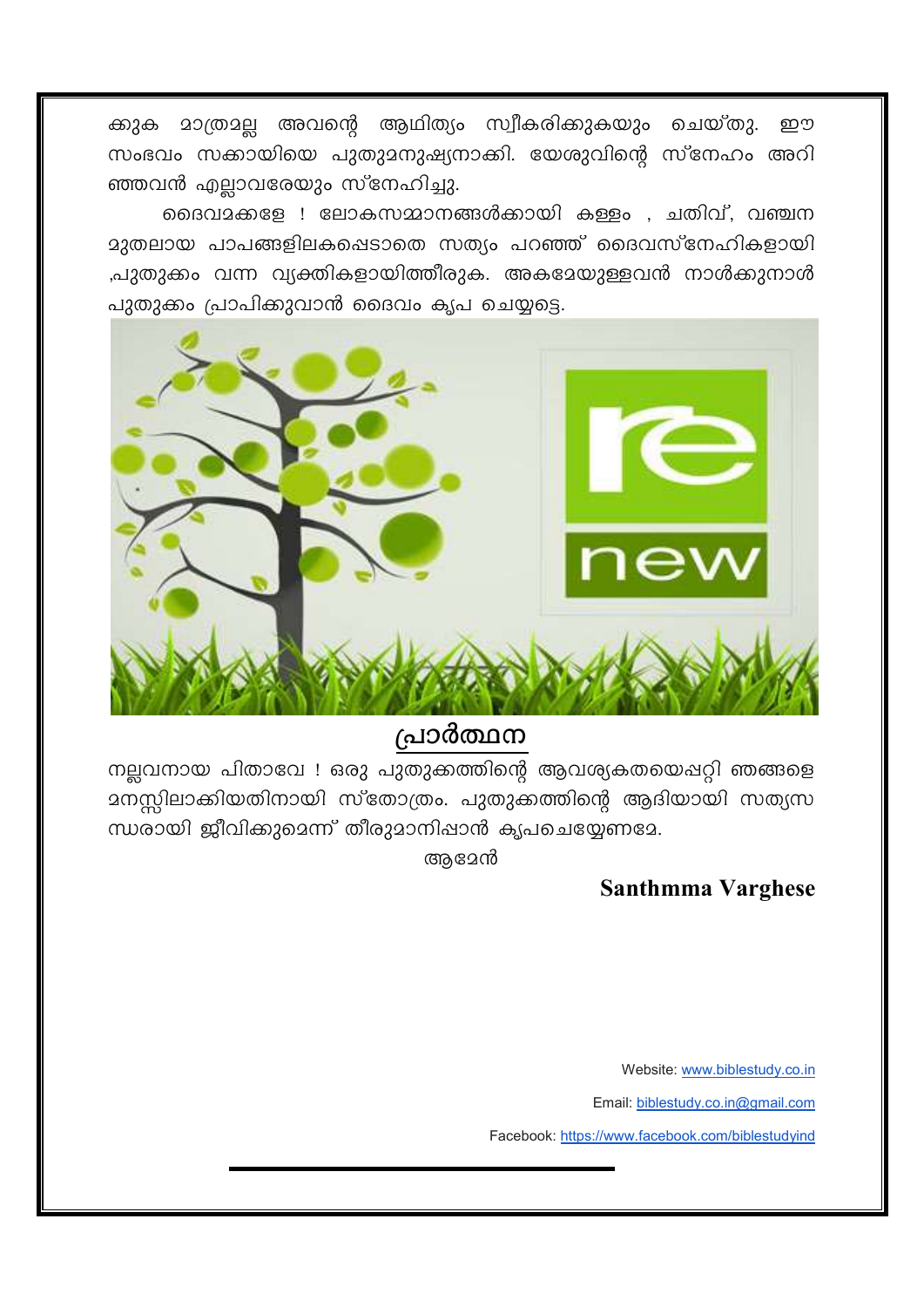ക്കുക മാത്രമല്ല അവന്റെ ആഥിത്യം സ്വീകരിക്കുകയും ചെയ്തു. ഈ സംഭവം സക്കായിയെ പുതുമനുഷ്യനാക്കി. യേശുവിന്റെ സ്നേഹം അറിഞ്ഞവൻ എല്ലാവരേയും സ്നേഹിച്ചു.

ദൈവമക്കളേ ! ലോകസമ്മാനങ്ങൾക്കായി കള്ളം , ചതിവ്, വഞ്ചന മുതലായ പാപങ്ങളിലകപ്പെടാതെ സത്യം പറഞ്ഞ് ദൈവസ്നേഹികളായി ,പുതുക്കം വന്ന വ്യക്തികളായിത്തീരുക. അകമേയുള്ളവൻ നാൾക്കുനാൾ പുതുക്കം പ്രാപിക്കുവാൻ ദൈവം കൃപ ചെയ്യട്ടെ.

## പ്രാർത്ഥന

നല്ലവനായ പിതാവേ ! ഒരു പുതുക്കത്തിന്റെ ആവശ്യകതയെപ്പറ്റി ഞങ്ങളെ മനസ്സിലാക്കിയതിനായി സ്തോത്രം. പുതുക്കത്തിന്റെ ആദിയായി സത്യസന്ധരായി ജീവിക്കുമെന്ന് തീരുമാനിപ്പാൻ കൃപചെയ്യേണമേ.

ആമേൻ

**Santhmma Varghese**

Website: www.biblestudy.co.in

Email: biblestudy.co.in@gmail.com

Facebook: https://www.facebook.com/biblestudyind